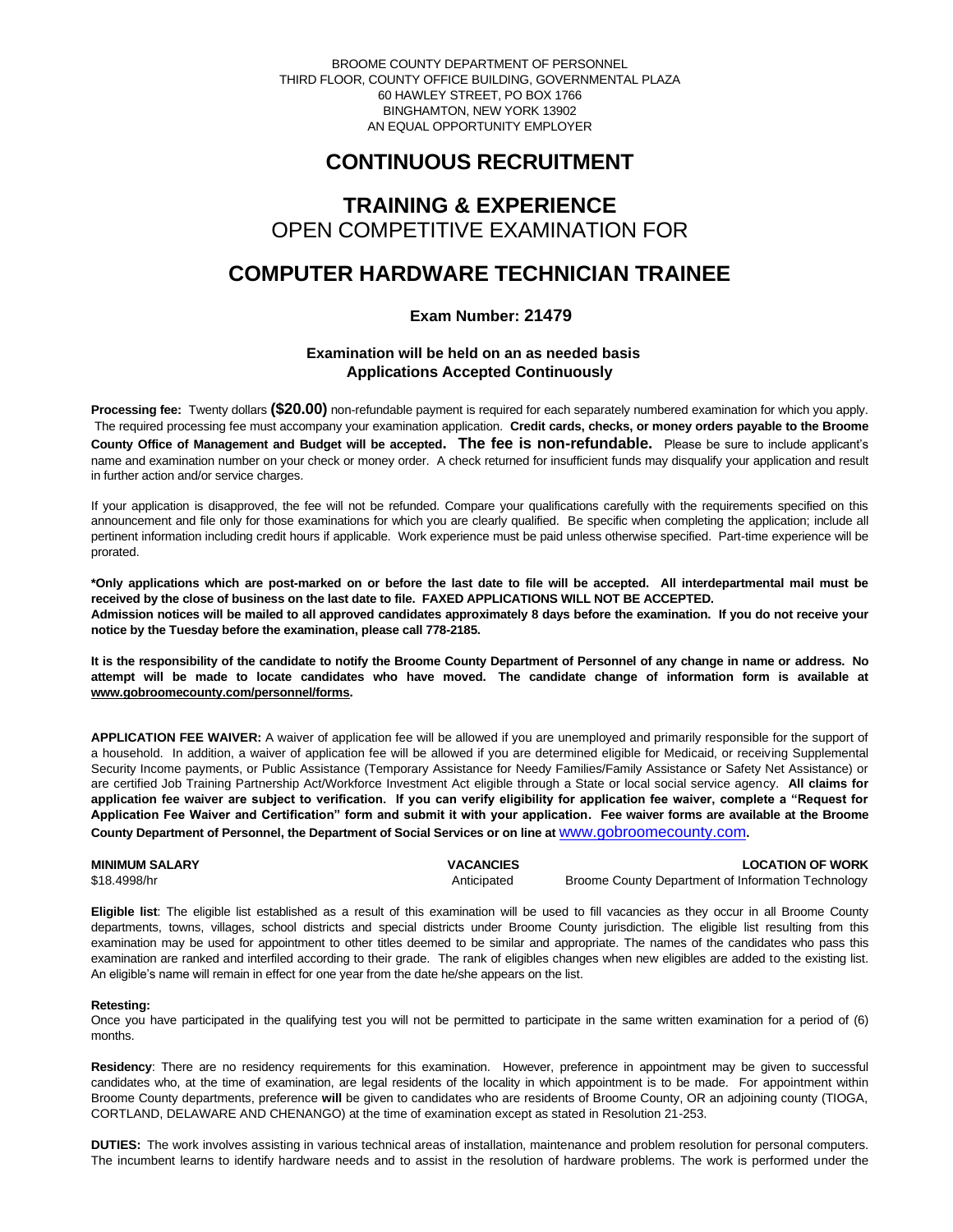BROOME COUNTY DEPARTMENT OF PERSONNEL
THIRD FLOOR, COUNTY OFFICE BUILDING, GOVERNMENTAL PLAZA
60 HAWLEY STREET, PO BOX 1766
BINGHAMTON, NEW YORK 13902
AN EQUAL OPPORTUNITY EMPLOYER

# CONTINUOUS RECRUITMENT

## TRAINING & EXPERIENCE
OPEN COMPETITIVE EXAMINATION FOR

# COMPUTER HARDWARE TECHNICIAN TRAINEE

### Exam Number: 21479

**Examination will be held on an as needed basis**
**Applications Accepted Continuously**

**Processing fee:** Twenty dollars **($20.00)** non-refundable payment is required for each separately numbered examination for which you apply. The required processing fee must accompany your examination application. **Credit cards, checks, or money orders payable to the Broome County Office of Management and Budget will be accepted. The fee is non-refundable.** Please be sure to include applicant's name and examination number on your check or money order. A check returned for insufficient funds may disqualify your application and result in further action and/or service charges.

If your application is disapproved, the fee will not be refunded. Compare your qualifications carefully with the requirements specified on this announcement and file only for those examinations for which you are clearly qualified. Be specific when completing the application; include all pertinent information including credit hours if applicable. Work experience must be paid unless otherwise specified. Part-time experience will be prorated.

**\*Only applications which are post-marked on or before the last date to file will be accepted. All interdepartmental mail must be received by the close of business on the last date to file. FAXED APPLICATIONS WILL NOT BE ACCEPTED.**
**Admission notices will be mailed to all approved candidates approximately 8 days before the examination. If you do not receive your notice by the Tuesday before the examination, please call 778-2185.**

**It is the responsibility of the candidate to notify the Broome County Department of Personnel of any change in name or address. No attempt will be made to locate candidates who have moved. The candidate change of information form is available at www.gobroomecounty.com/personnel/forms.**

**APPLICATION FEE WAIVER:** A waiver of application fee will be allowed if you are unemployed and primarily responsible for the support of a household. In addition, a waiver of application fee will be allowed if you are determined eligible for Medicaid, or receiving Supplemental Security Income payments, or Public Assistance (Temporary Assistance for Needy Families/Family Assistance or Safety Net Assistance) or are certified Job Training Partnership Act/Workforce Investment Act eligible through a State or local social service agency. **All claims for application fee waiver are subject to verification. If you can verify eligibility for application fee waiver, complete a "Request for Application Fee Waiver and Certification" form and submit it with your application. Fee waiver forms are available at the Broome County Department of Personnel, the Department of Social Services or on line at www.gobroomecounty.com.**

| MINIMUM SALARY | VACANCIES | LOCATION OF WORK |
|---|---|---|
| $18.4998/hr | Anticipated | Broome County Department of Information Technology |

**Eligible list**: The eligible list established as a result of this examination will be used to fill vacancies as they occur in all Broome County departments, towns, villages, school districts and special districts under Broome County jurisdiction. The eligible list resulting from this examination may be used for appointment to other titles deemed to be similar and appropriate. The names of the candidates who pass this examination are ranked and interfiled according to their grade. The rank of eligibles changes when new eligibles are added to the existing list. An eligible's name will remain in effect for one year from the date he/she appears on the list.

**Retesting:**
Once you have participated in the qualifying test you will not be permitted to participate in the same written examination for a period of (6) months.

**Residency**: There are no residency requirements for this examination. However, preference in appointment may be given to successful candidates who, at the time of examination, are legal residents of the locality in which appointment is to be made. For appointment within Broome County departments, preference **will** be given to candidates who are residents of Broome County, OR an adjoining county (TIOGA, CORTLAND, DELAWARE AND CHENANGO) at the time of examination except as stated in Resolution 21-253.

**DUTIES:** The work involves assisting in various technical areas of installation, maintenance and problem resolution for personal computers. The incumbent learns to identify hardware needs and to assist in the resolution of hardware problems. The work is performed under the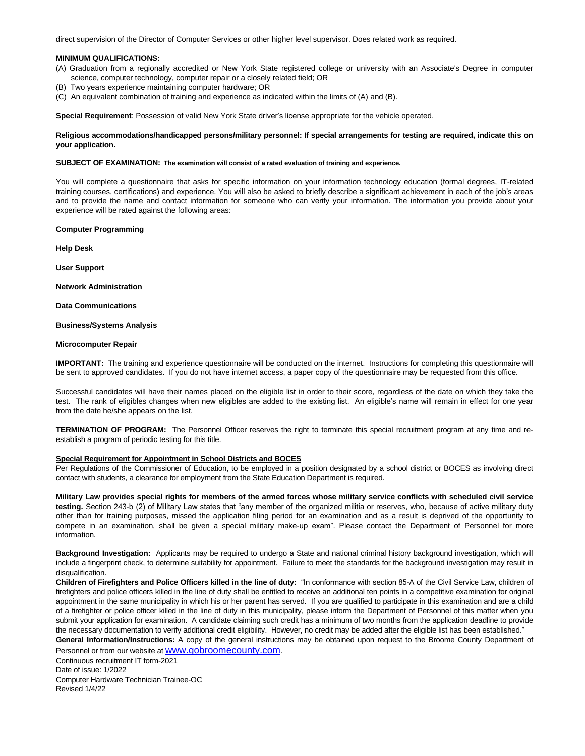direct supervision of the Director of Computer Services or other higher level supervisor. Does related work as required.

**MINIMUM QUALIFICATIONS:**

(A) Graduation from a regionally accredited or New York State registered college or university with an Associate's Degree in computer science, computer technology, computer repair or a closely related field; OR
(B) Two years experience maintaining computer hardware; OR
(C) An equivalent combination of training and experience as indicated within the limits of (A) and (B).

**Special Requirement**: Possession of valid New York State driver's license appropriate for the vehicle operated.

**Religious accommodations/handicapped persons/military personnel: If special arrangements for testing are required, indicate this on your application.**

**SUBJECT OF EXAMINATION: The examination will consist of a rated evaluation of training and experience.**

You will complete a questionnaire that asks for specific information on your information technology education (formal degrees, IT-related training courses, certifications) and experience. You will also be asked to briefly describe a significant achievement in each of the job's areas and to provide the name and contact information for someone who can verify your information. The information you provide about your experience will be rated against the following areas:

**Computer Programming**

**Help Desk**

**User Support**

**Network Administration**

**Data Communications**

**Business/Systems Analysis**

**Microcomputer Repair**

**IMPORTANT:** The training and experience questionnaire will be conducted on the internet. Instructions for completing this questionnaire will be sent to approved candidates. If you do not have internet access, a paper copy of the questionnaire may be requested from this office.

Successful candidates will have their names placed on the eligible list in order to their score, regardless of the date on which they take the test. The rank of eligibles changes when new eligibles are added to the existing list. An eligible's name will remain in effect for one year from the date he/she appears on the list.

**TERMINATION OF PROGRAM:** The Personnel Officer reserves the right to terminate this special recruitment program at any time and re-establish a program of periodic testing for this title.

**Special Requirement for Appointment in School Districts and BOCES**

Per Regulations of the Commissioner of Education, to be employed in a position designated by a school district or BOCES as involving direct contact with students, a clearance for employment from the State Education Department is required.

**Military Law provides special rights for members of the armed forces whose military service conflicts with scheduled civil service testing.** Section 243-b (2) of Military Law states that "any member of the organized militia or reserves, who, because of active military duty other than for training purposes, missed the application filing period for an examination and as a result is deprived of the opportunity to compete in an examination, shall be given a special military make-up exam". Please contact the Department of Personnel for more information.

**Background Investigation:** Applicants may be required to undergo a State and national criminal history background investigation, which will include a fingerprint check, to determine suitability for appointment. Failure to meet the standards for the background investigation may result in disqualification.

**Children of Firefighters and Police Officers killed in the line of duty:** "In conformance with section 85-A of the Civil Service Law, children of firefighters and police officers killed in the line of duty shall be entitled to receive an additional ten points in a competitive examination for original appointment in the same municipality in which his or her parent has served. If you are qualified to participate in this examination and are a child of a firefighter or police officer killed in the line of duty in this municipality, please inform the Department of Personnel of this matter when you submit your application for examination. A candidate claiming such credit has a minimum of two months from the application deadline to provide the necessary documentation to verify additional credit eligibility. However, no credit may be added after the eligible list has been established."

**General Information/Instructions:** A copy of the general instructions may be obtained upon request to the Broome County Department of Personnel or from our website at www.gobroomecounty.com.

Continuous recruitment IT form-2021
Date of issue: 1/2022
Computer Hardware Technician Trainee-OC
Revised 1/4/22